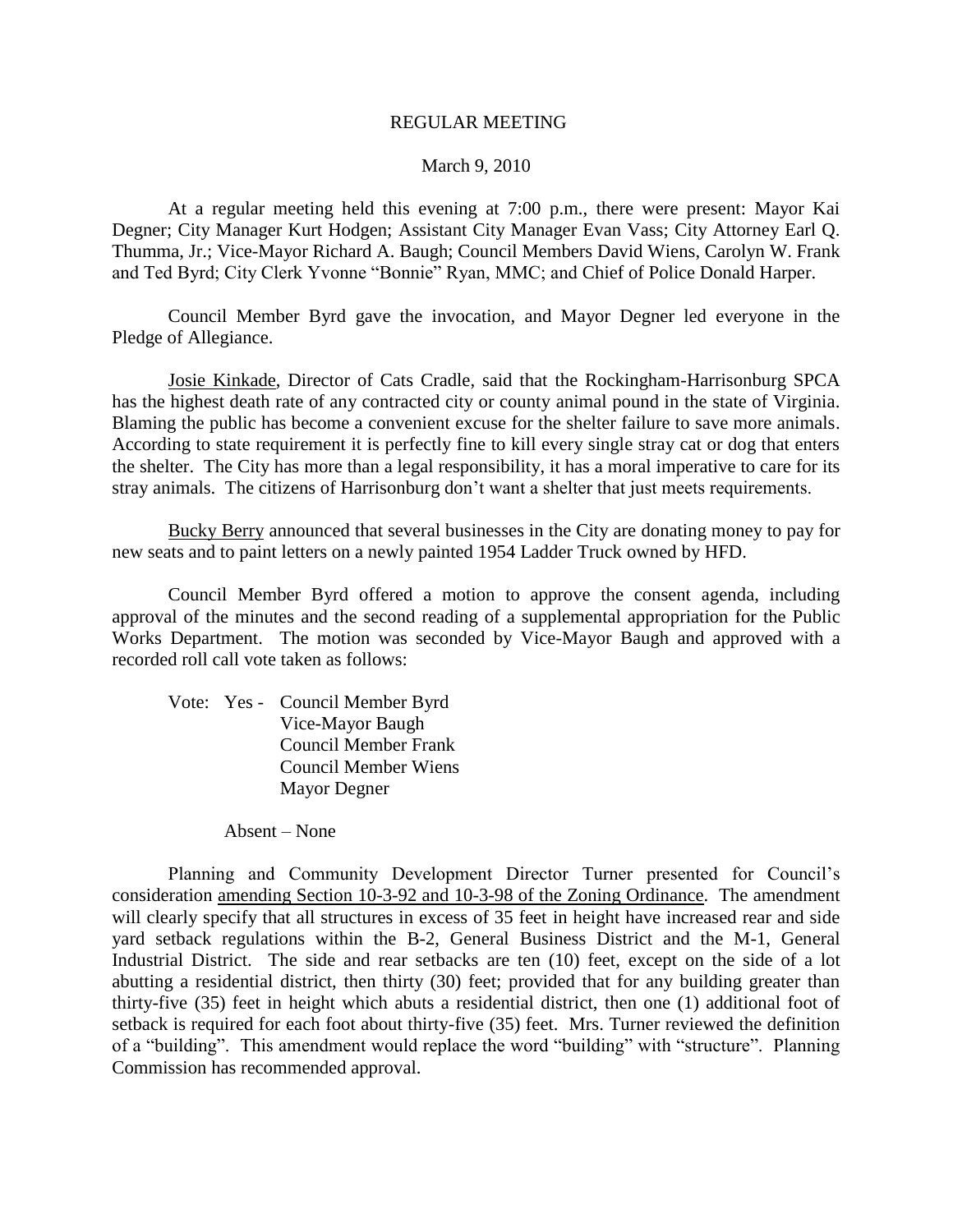REGULAR MEETING

March 9, 2010

At a regular meeting held this evening at 7:00 p.m., there were present: Mayor Kai Degner; City Manager Kurt Hodgen; Assistant City Manager Evan Vass; City Attorney Earl Q. Thumma, Jr.; Vice-Mayor Richard A. Baugh; Council Members David Wiens, Carolyn W. Frank and Ted Byrd; City Clerk Yvonne "Bonnie" Ryan, MMC; and Chief of Police Donald Harper.

Council Member Byrd gave the invocation, and Mayor Degner led everyone in the Pledge of Allegiance.

Josie Kinkade, Director of Cats Cradle, said that the Rockingham-Harrisonburg SPCA has the highest death rate of any contracted city or county animal pound in the state of Virginia. Blaming the public has become a convenient excuse for the shelter failure to save more animals. According to state requirement it is perfectly fine to kill every single stray cat or dog that enters the shelter. The City has more than a legal responsibility, it has a moral imperative to care for its stray animals. The citizens of Harrisonburg don't want a shelter that just meets requirements.

Bucky Berry announced that several businesses in the City are donating money to pay for new seats and to paint letters on a newly painted 1954 Ladder Truck owned by HFD.

Council Member Byrd offered a motion to approve the consent agenda, including approval of the minutes and the second reading of a supplemental appropriation for the Public Works Department. The motion was seconded by Vice-Mayor Baugh and approved with a recorded roll call vote taken as follows:

Vote: Yes - Council Member Byrd
Vice-Mayor Baugh
Council Member Frank
Council Member Wiens
Mayor Degner

Absent – None

Planning and Community Development Director Turner presented for Council's consideration amending Section 10-3-92 and 10-3-98 of the Zoning Ordinance. The amendment will clearly specify that all structures in excess of 35 feet in height have increased rear and side yard setback regulations within the B-2, General Business District and the M-1, General Industrial District. The side and rear setbacks are ten (10) feet, except on the side of a lot abutting a residential district, then thirty (30) feet; provided that for any building greater than thirty-five (35) feet in height which abuts a residential district, then one (1) additional foot of setback is required for each foot about thirty-five (35) feet. Mrs. Turner reviewed the definition of a "building". This amendment would replace the word "building" with "structure". Planning Commission has recommended approval.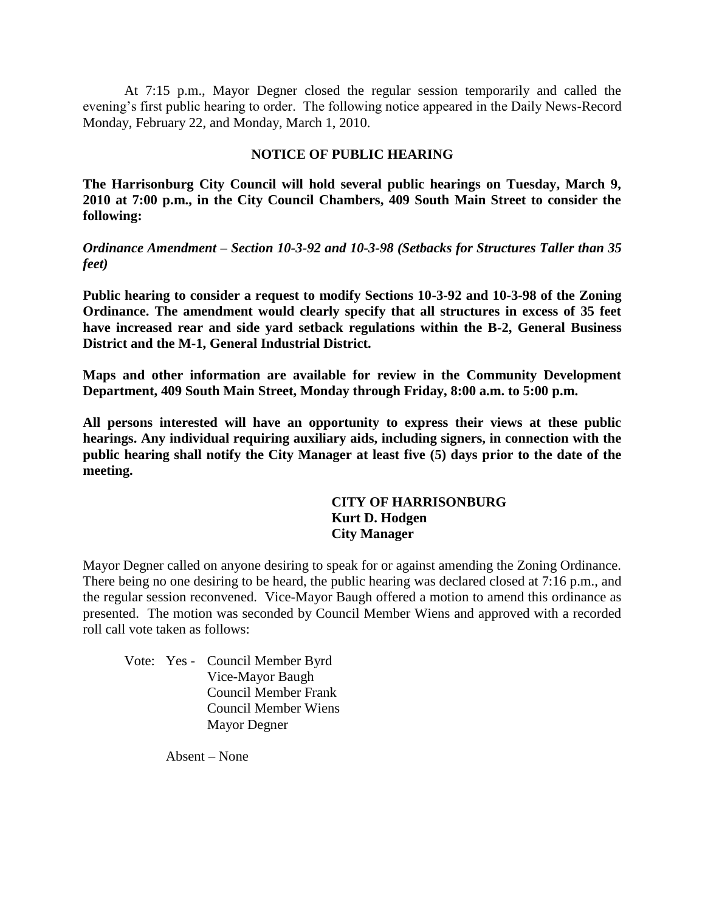At 7:15 p.m., Mayor Degner closed the regular session temporarily and called the evening's first public hearing to order. The following notice appeared in the Daily News-Record Monday, February 22, and Monday, March 1, 2010.

**NOTICE OF PUBLIC HEARING**

**The Harrisonburg City Council will hold several public hearings on Tuesday, March 9, 2010 at 7:00 p.m., in the City Council Chambers, 409 South Main Street to consider the following:**

***Ordinance Amendment – Section 10-3-92 and 10-3-98 (Setbacks for Structures Taller than 35 feet)***

**Public hearing to consider a request to modify Sections 10-3-92 and 10-3-98 of the Zoning Ordinance. The amendment would clearly specify that all structures in excess of 35 feet have increased rear and side yard setback regulations within the B-2, General Business District and the M-1, General Industrial District.**

**Maps and other information are available for review in the Community Development Department, 409 South Main Street, Monday through Friday, 8:00 a.m. to 5:00 p.m.**

**All persons interested will have an opportunity to express their views at these public hearings. Any individual requiring auxiliary aids, including signers, in connection with the public hearing shall notify the City Manager at least five (5) days prior to the date of the meeting.**

**CITY OF HARRISONBURG**
**Kurt D. Hodgen**
**City Manager**

Mayor Degner called on anyone desiring to speak for or against amending the Zoning Ordinance. There being no one desiring to be heard, the public hearing was declared closed at 7:16 p.m., and the regular session reconvened. Vice-Mayor Baugh offered a motion to amend this ordinance as presented. The motion was seconded by Council Member Wiens and approved with a recorded roll call vote taken as follows:

Vote: Yes - Council Member Byrd
Vice-Mayor Baugh
Council Member Frank
Council Member Wiens
Mayor Degner

Absent – None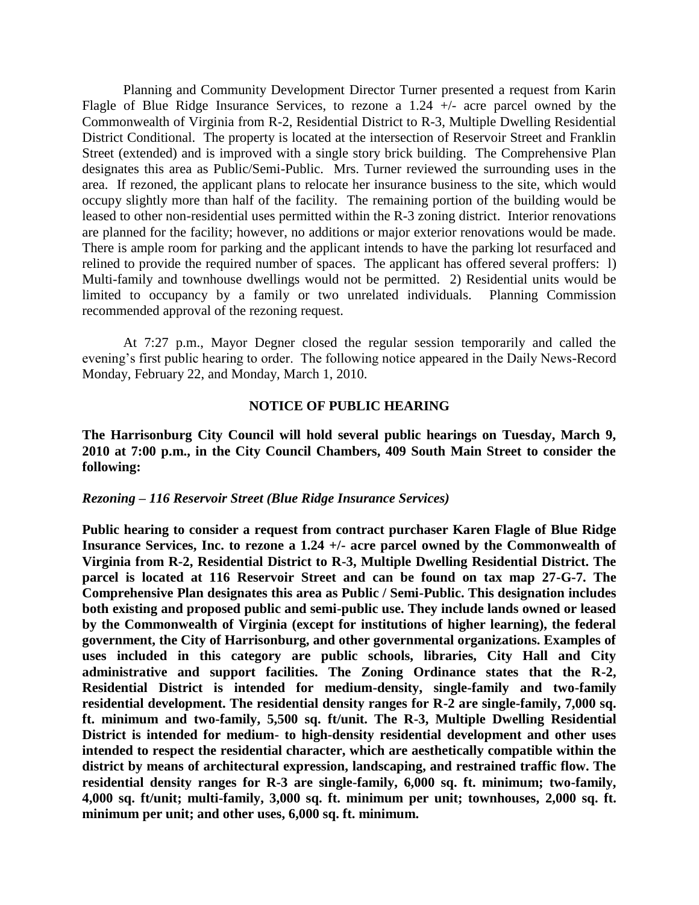Planning and Community Development Director Turner presented a request from Karin Flagle of Blue Ridge Insurance Services, to rezone a 1.24 +/- acre parcel owned by the Commonwealth of Virginia from R-2, Residential District to R-3, Multiple Dwelling Residential District Conditional. The property is located at the intersection of Reservoir Street and Franklin Street (extended) and is improved with a single story brick building. The Comprehensive Plan designates this area as Public/Semi-Public. Mrs. Turner reviewed the surrounding uses in the area. If rezoned, the applicant plans to relocate her insurance business to the site, which would occupy slightly more than half of the facility. The remaining portion of the building would be leased to other non-residential uses permitted within the R-3 zoning district. Interior renovations are planned for the facility; however, no additions or major exterior renovations would be made. There is ample room for parking and the applicant intends to have the parking lot resurfaced and relined to provide the required number of spaces. The applicant has offered several proffers: l) Multi-family and townhouse dwellings would not be permitted. 2) Residential units would be limited to occupancy by a family or two unrelated individuals. Planning Commission recommended approval of the rezoning request.

At 7:27 p.m., Mayor Degner closed the regular session temporarily and called the evening's first public hearing to order. The following notice appeared in the Daily News-Record Monday, February 22, and Monday, March 1, 2010.

**NOTICE OF PUBLIC HEARING**

**The Harrisonburg City Council will hold several public hearings on Tuesday, March 9, 2010 at 7:00 p.m., in the City Council Chambers, 409 South Main Street to consider the following:**

***Rezoning – 116 Reservoir Street (Blue Ridge Insurance Services)***

**Public hearing to consider a request from contract purchaser Karen Flagle of Blue Ridge Insurance Services, Inc. to rezone a 1.24 +/- acre parcel owned by the Commonwealth of Virginia from R-2, Residential District to R-3, Multiple Dwelling Residential District. The parcel is located at 116 Reservoir Street and can be found on tax map 27-G-7. The Comprehensive Plan designates this area as Public / Semi-Public. This designation includes both existing and proposed public and semi-public use. They include lands owned or leased by the Commonwealth of Virginia (except for institutions of higher learning), the federal government, the City of Harrisonburg, and other governmental organizations. Examples of uses included in this category are public schools, libraries, City Hall and City administrative and support facilities. The Zoning Ordinance states that the R-2, Residential District is intended for medium-density, single-family and two-family residential development. The residential density ranges for R-2 are single-family, 7,000 sq. ft. minimum and two-family, 5,500 sq. ft/unit. The R-3, Multiple Dwelling Residential District is intended for medium- to high-density residential development and other uses intended to respect the residential character, which are aesthetically compatible within the district by means of architectural expression, landscaping, and restrained traffic flow. The residential density ranges for R-3 are single-family, 6,000 sq. ft. minimum; two-family, 4,000 sq. ft/unit; multi-family, 3,000 sq. ft. minimum per unit; townhouses, 2,000 sq. ft. minimum per unit; and other uses, 6,000 sq. ft. minimum.**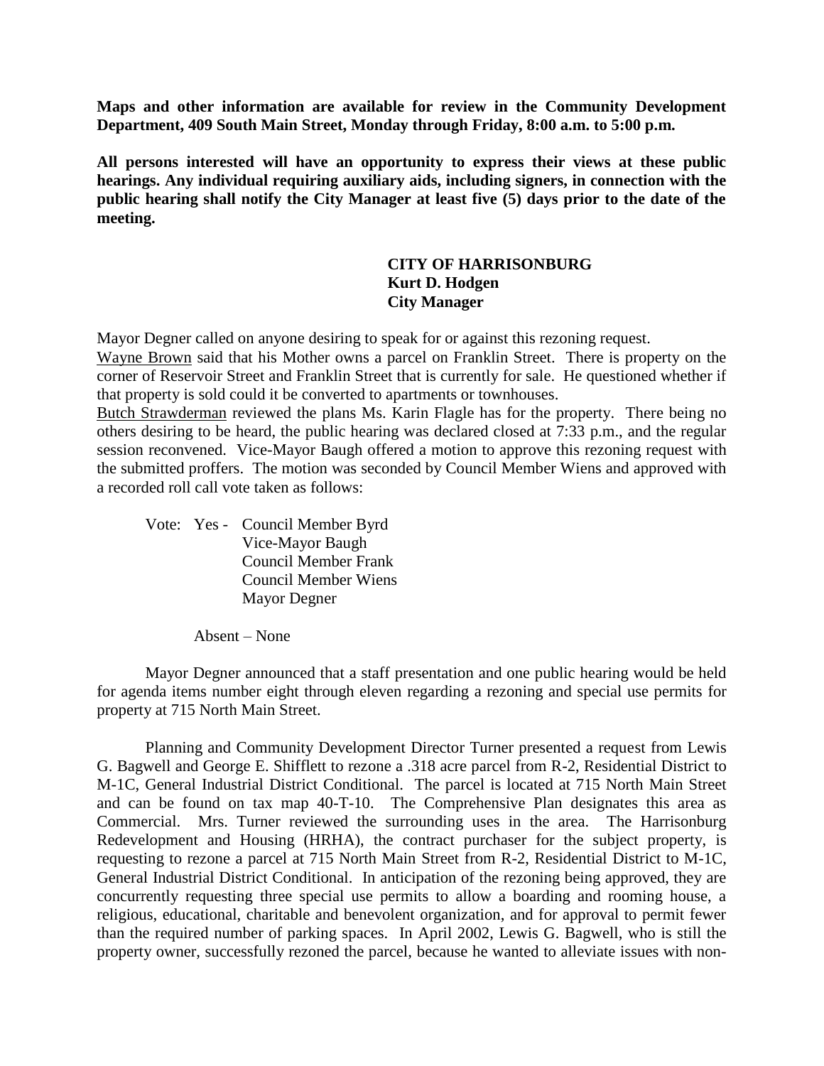**Maps and other information are available for review in the Community Development Department, 409 South Main Street, Monday through Friday, 8:00 a.m. to 5:00 p.m.**

**All persons interested will have an opportunity to express their views at these public hearings. Any individual requiring auxiliary aids, including signers, in connection with the public hearing shall notify the City Manager at least five (5) days prior to the date of the meeting.**

**CITY OF HARRISONBURG**
**Kurt D. Hodgen**
**City Manager**

Mayor Degner called on anyone desiring to speak for or against this rezoning request.
Wayne Brown said that his Mother owns a parcel on Franklin Street. There is property on the corner of Reservoir Street and Franklin Street that is currently for sale. He questioned whether if that property is sold could it be converted to apartments or townhouses.
Butch Strawderman reviewed the plans Ms. Karin Flagle has for the property. There being no others desiring to be heard, the public hearing was declared closed at 7:33 p.m., and the regular session reconvened. Vice-Mayor Baugh offered a motion to approve this rezoning request with the submitted proffers. The motion was seconded by Council Member Wiens and approved with a recorded roll call vote taken as follows:

Vote: Yes - Council Member Byrd
Vice-Mayor Baugh
Council Member Frank
Council Member Wiens
Mayor Degner

Absent – None

Mayor Degner announced that a staff presentation and one public hearing would be held for agenda items number eight through eleven regarding a rezoning and special use permits for property at 715 North Main Street.

Planning and Community Development Director Turner presented a request from Lewis G. Bagwell and George E. Shifflett to rezone a .318 acre parcel from R-2, Residential District to M-1C, General Industrial District Conditional. The parcel is located at 715 North Main Street and can be found on tax map 40-T-10. The Comprehensive Plan designates this area as Commercial. Mrs. Turner reviewed the surrounding uses in the area. The Harrisonburg Redevelopment and Housing (HRHA), the contract purchaser for the subject property, is requesting to rezone a parcel at 715 North Main Street from R-2, Residential District to M-1C, General Industrial District Conditional. In anticipation of the rezoning being approved, they are concurrently requesting three special use permits to allow a boarding and rooming house, a religious, educational, charitable and benevolent organization, and for approval to permit fewer than the required number of parking spaces. In April 2002, Lewis G. Bagwell, who is still the property owner, successfully rezoned the parcel, because he wanted to alleviate issues with non-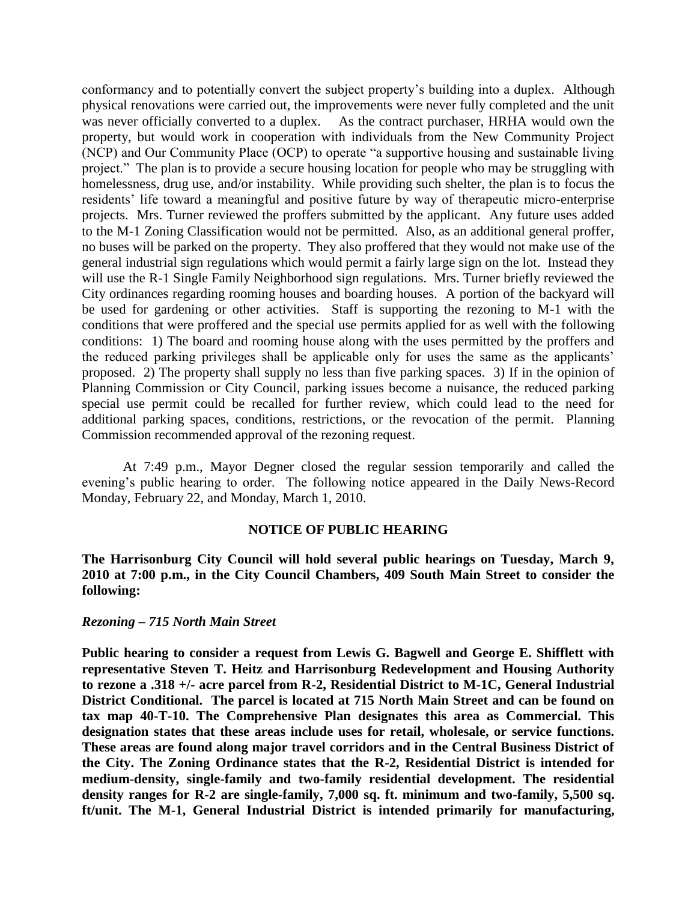conformancy and to potentially convert the subject property's building into a duplex. Although physical renovations were carried out, the improvements were never fully completed and the unit was never officially converted to a duplex. As the contract purchaser, HRHA would own the property, but would work in cooperation with individuals from the New Community Project (NCP) and Our Community Place (OCP) to operate "a supportive housing and sustainable living project." The plan is to provide a secure housing location for people who may be struggling with homelessness, drug use, and/or instability. While providing such shelter, the plan is to focus the residents' life toward a meaningful and positive future by way of therapeutic micro-enterprise projects. Mrs. Turner reviewed the proffers submitted by the applicant. Any future uses added to the M-1 Zoning Classification would not be permitted. Also, as an additional general proffer, no buses will be parked on the property. They also proffered that they would not make use of the general industrial sign regulations which would permit a fairly large sign on the lot. Instead they will use the R-1 Single Family Neighborhood sign regulations. Mrs. Turner briefly reviewed the City ordinances regarding rooming houses and boarding houses. A portion of the backyard will be used for gardening or other activities. Staff is supporting the rezoning to M-1 with the conditions that were proffered and the special use permits applied for as well with the following conditions: 1) The board and rooming house along with the uses permitted by the proffers and the reduced parking privileges shall be applicable only for uses the same as the applicants' proposed. 2) The property shall supply no less than five parking spaces. 3) If in the opinion of Planning Commission or City Council, parking issues become a nuisance, the reduced parking special use permit could be recalled for further review, which could lead to the need for additional parking spaces, conditions, restrictions, or the revocation of the permit. Planning Commission recommended approval of the rezoning request.

At 7:49 p.m., Mayor Degner closed the regular session temporarily and called the evening's public hearing to order. The following notice appeared in the Daily News-Record Monday, February 22, and Monday, March 1, 2010.

**NOTICE OF PUBLIC HEARING**

**The Harrisonburg City Council will hold several public hearings on Tuesday, March 9, 2010 at 7:00 p.m., in the City Council Chambers, 409 South Main Street to consider the following:**

***Rezoning – 715 North Main Street***

**Public hearing to consider a request from Lewis G. Bagwell and George E. Shifflett with representative Steven T. Heitz and Harrisonburg Redevelopment and Housing Authority to rezone a .318 +/- acre parcel from R-2, Residential District to M-1C, General Industrial District Conditional. The parcel is located at 715 North Main Street and can be found on tax map 40-T-10. The Comprehensive Plan designates this area as Commercial. This designation states that these areas include uses for retail, wholesale, or service functions. These areas are found along major travel corridors and in the Central Business District of the City. The Zoning Ordinance states that the R-2, Residential District is intended for medium-density, single-family and two-family residential development. The residential density ranges for R-2 are single-family, 7,000 sq. ft. minimum and two-family, 5,500 sq. ft/unit. The M-1, General Industrial District is intended primarily for manufacturing,**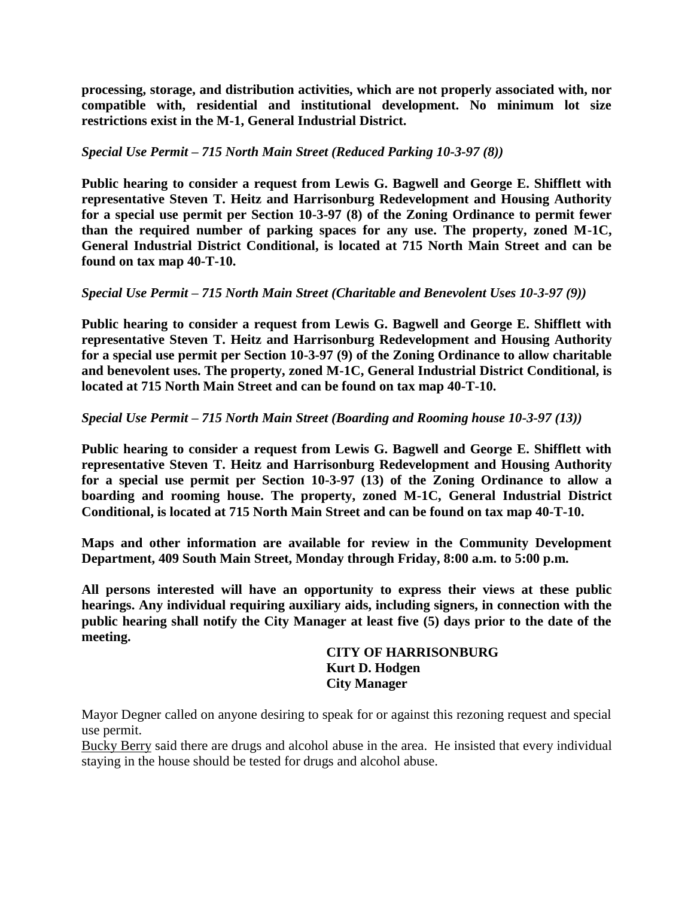**processing, storage, and distribution activities, which are not properly associated with, nor compatible with, residential and institutional development. No minimum lot size restrictions exist in the M-1, General Industrial District.**

*Special Use Permit – 715 North Main Street (Reduced Parking 10-3-97 (8))*

**Public hearing to consider a request from Lewis G. Bagwell and George E. Shifflett with representative Steven T. Heitz and Harrisonburg Redevelopment and Housing Authority for a special use permit per Section 10-3-97 (8) of the Zoning Ordinance to permit fewer than the required number of parking spaces for any use. The property, zoned M-1C, General Industrial District Conditional, is located at 715 North Main Street and can be found on tax map 40-T-10.**

*Special Use Permit – 715 North Main Street (Charitable and Benevolent Uses 10-3-97 (9))*

**Public hearing to consider a request from Lewis G. Bagwell and George E. Shifflett with representative Steven T. Heitz and Harrisonburg Redevelopment and Housing Authority for a special use permit per Section 10-3-97 (9) of the Zoning Ordinance to allow charitable and benevolent uses. The property, zoned M-1C, General Industrial District Conditional, is located at 715 North Main Street and can be found on tax map 40-T-10.**

*Special Use Permit – 715 North Main Street (Boarding and Rooming house 10-3-97 (13))*

**Public hearing to consider a request from Lewis G. Bagwell and George E. Shifflett with representative Steven T. Heitz and Harrisonburg Redevelopment and Housing Authority for a special use permit per Section 10-3-97 (13) of the Zoning Ordinance to allow a boarding and rooming house. The property, zoned M-1C, General Industrial District Conditional, is located at 715 North Main Street and can be found on tax map 40-T-10.**

**Maps and other information are available for review in the Community Development Department, 409 South Main Street, Monday through Friday, 8:00 a.m. to 5:00 p.m.**

**All persons interested will have an opportunity to express their views at these public hearings. Any individual requiring auxiliary aids, including signers, in connection with the public hearing shall notify the City Manager at least five (5) days prior to the date of the meeting.**

**CITY OF HARRISONBURG**
**Kurt D. Hodgen**
**City Manager**

Mayor Degner called on anyone desiring to speak for or against this rezoning request and special use permit.

Bucky Berry said there are drugs and alcohol abuse in the area. He insisted that every individual staying in the house should be tested for drugs and alcohol abuse.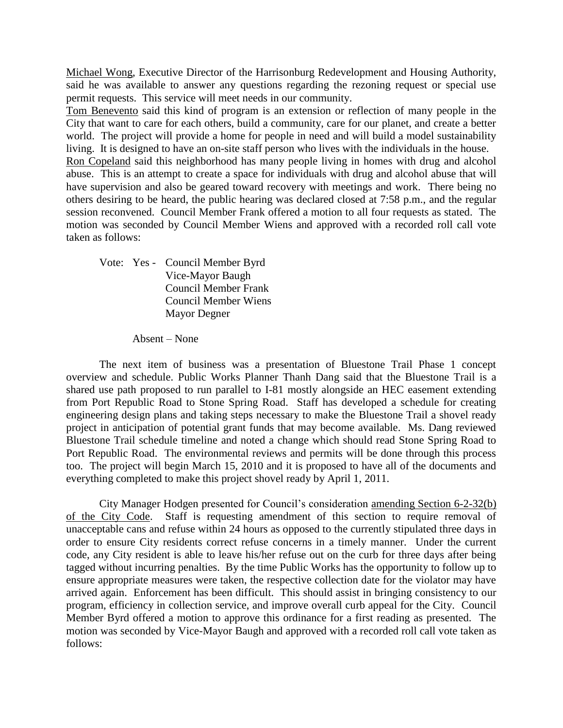<u>Michael Wong</u>, Executive Director of the Harrisonburg Redevelopment and Housing Authority, said he was available to answer any questions regarding the rezoning request or special use permit requests. This service will meet needs in our community.

<u>Tom Benevento</u> said this kind of program is an extension or reflection of many people in the City that want to care for each others, build a community, care for our planet, and create a better world. The project will provide a home for people in need and will build a model sustainability living. It is designed to have an on-site staff person who lives with the individuals in the house.

<u>Ron Copeland</u> said this neighborhood has many people living in homes with drug and alcohol abuse. This is an attempt to create a space for individuals with drug and alcohol abuse that will have supervision and also be geared toward recovery with meetings and work. There being no others desiring to be heard, the public hearing was declared closed at 7:58 p.m., and the regular session reconvened. Council Member Frank offered a motion to all four requests as stated. The motion was seconded by Council Member Wiens and approved with a recorded roll call vote taken as follows:

Vote: Yes - Council Member Byrd
Vice-Mayor Baugh
Council Member Frank
Council Member Wiens
Mayor Degner

Absent – None

The next item of business was a presentation of Bluestone Trail Phase 1 concept overview and schedule. Public Works Planner Thanh Dang said that the Bluestone Trail is a shared use path proposed to run parallel to I-81 mostly alongside an HEC easement extending from Port Republic Road to Stone Spring Road. Staff has developed a schedule for creating engineering design plans and taking steps necessary to make the Bluestone Trail a shovel ready project in anticipation of potential grant funds that may become available. Ms. Dang reviewed Bluestone Trail schedule timeline and noted a change which should read Stone Spring Road to Port Republic Road. The environmental reviews and permits will be done through this process too. The project will begin March 15, 2010 and it is proposed to have all of the documents and everything completed to make this project shovel ready by April 1, 2011.

City Manager Hodgen presented for Council's consideration <u>amending Section 6-2-32(b) of the City Code</u>. Staff is requesting amendment of this section to require removal of unacceptable cans and refuse within 24 hours as opposed to the currently stipulated three days in order to ensure City residents correct refuse concerns in a timely manner. Under the current code, any City resident is able to leave his/her refuse out on the curb for three days after being tagged without incurring penalties. By the time Public Works has the opportunity to follow up to ensure appropriate measures were taken, the respective collection date for the violator may have arrived again. Enforcement has been difficult. This should assist in bringing consistency to our program, efficiency in collection service, and improve overall curb appeal for the City. Council Member Byrd offered a motion to approve this ordinance for a first reading as presented. The motion was seconded by Vice-Mayor Baugh and approved with a recorded roll call vote taken as follows: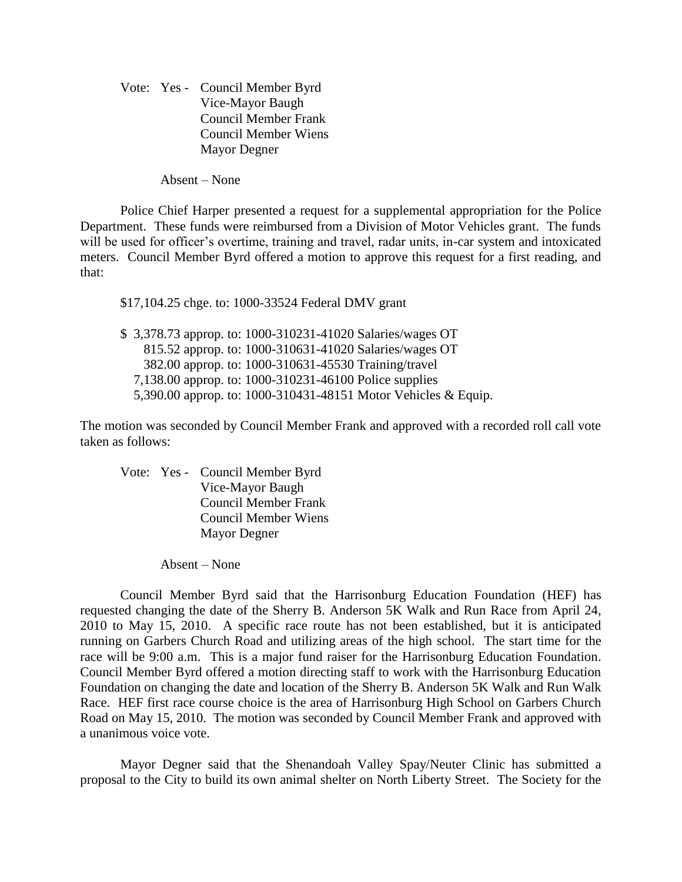Vote: Yes - Council Member Byrd
Vice-Mayor Baugh
Council Member Frank
Council Member Wiens
Mayor Degner

Absent – None

Police Chief Harper presented a request for a supplemental appropriation for the Police Department. These funds were reimbursed from a Division of Motor Vehicles grant. The funds will be used for officer's overtime, training and travel, radar units, in-car system and intoxicated meters. Council Member Byrd offered a motion to approve this request for a first reading, and that:

$17,104.25 chge. to: 1000-33524 Federal DMV grant

$ 3,378.73 approp. to: 1000-310231-41020 Salaries/wages OT
815.52 approp. to: 1000-310631-41020 Salaries/wages OT
382.00 approp. to: 1000-310631-45530 Training/travel
7,138.00 approp. to: 1000-310231-46100 Police supplies
5,390.00 approp. to: 1000-310431-48151 Motor Vehicles & Equip.

The motion was seconded by Council Member Frank and approved with a recorded roll call vote taken as follows:

Vote: Yes - Council Member Byrd
Vice-Mayor Baugh
Council Member Frank
Council Member Wiens
Mayor Degner

Absent – None

Council Member Byrd said that the Harrisonburg Education Foundation (HEF) has requested changing the date of the Sherry B. Anderson 5K Walk and Run Race from April 24, 2010 to May 15, 2010. A specific race route has not been established, but it is anticipated running on Garbers Church Road and utilizing areas of the high school. The start time for the race will be 9:00 a.m. This is a major fund raiser for the Harrisonburg Education Foundation. Council Member Byrd offered a motion directing staff to work with the Harrisonburg Education Foundation on changing the date and location of the Sherry B. Anderson 5K Walk and Run Walk Race. HEF first race course choice is the area of Harrisonburg High School on Garbers Church Road on May 15, 2010. The motion was seconded by Council Member Frank and approved with a unanimous voice vote.

Mayor Degner said that the Shenandoah Valley Spay/Neuter Clinic has submitted a proposal to the City to build its own animal shelter on North Liberty Street. The Society for the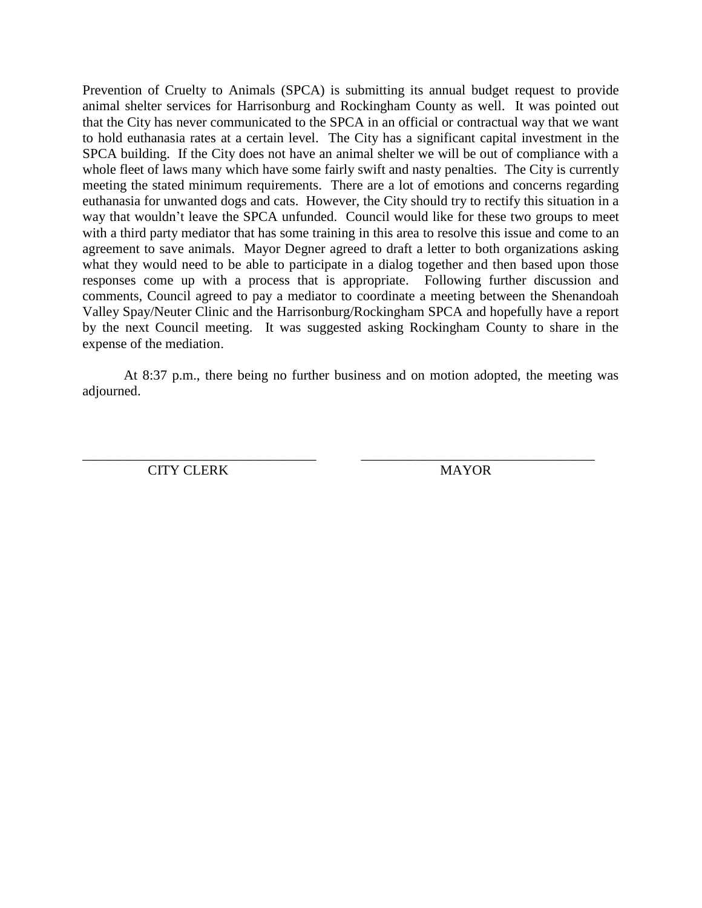Prevention of Cruelty to Animals (SPCA) is submitting its annual budget request to provide animal shelter services for Harrisonburg and Rockingham County as well. It was pointed out that the City has never communicated to the SPCA in an official or contractual way that we want to hold euthanasia rates at a certain level. The City has a significant capital investment in the SPCA building. If the City does not have an animal shelter we will be out of compliance with a whole fleet of laws many which have some fairly swift and nasty penalties. The City is currently meeting the stated minimum requirements. There are a lot of emotions and concerns regarding euthanasia for unwanted dogs and cats. However, the City should try to rectify this situation in a way that wouldn't leave the SPCA unfunded. Council would like for these two groups to meet with a third party mediator that has some training in this area to resolve this issue and come to an agreement to save animals. Mayor Degner agreed to draft a letter to both organizations asking what they would need to be able to participate in a dialog together and then based upon those responses come up with a process that is appropriate. Following further discussion and comments, Council agreed to pay a mediator to coordinate a meeting between the Shenandoah Valley Spay/Neuter Clinic and the Harrisonburg/Rockingham SPCA and hopefully have a report by the next Council meeting. It was suggested asking Rockingham County to share in the expense of the mediation.

At 8:37 p.m., there being no further business and on motion adopted, the meeting was adjourned.

\_\_\_\_\_\_\_\_\_\_\_\_\_\_\_\_\_\_\_\_\_\_\_\_\_\_\_\_\_\_\_\_\_\_\_ &nbsp;&nbsp;&nbsp;&nbsp; \_\_\_\_\_\_\_\_\_\_\_\_\_\_\_\_\_\_\_\_\_\_\_\_\_\_\_\_\_\_\_\_\_\_\_

CITY CLERK &nbsp;&nbsp;&nbsp;&nbsp;&nbsp;&nbsp;&nbsp;&nbsp;&nbsp;&nbsp;&nbsp;&nbsp;&nbsp;&nbsp;&nbsp;&nbsp;&nbsp;&nbsp;&nbsp;&nbsp;&nbsp;&nbsp;&nbsp;&nbsp;&nbsp;&nbsp;&nbsp;&nbsp;&nbsp;&nbsp;&nbsp;&nbsp;&nbsp;&nbsp;&nbsp;&nbsp;&nbsp;&nbsp; MAYOR